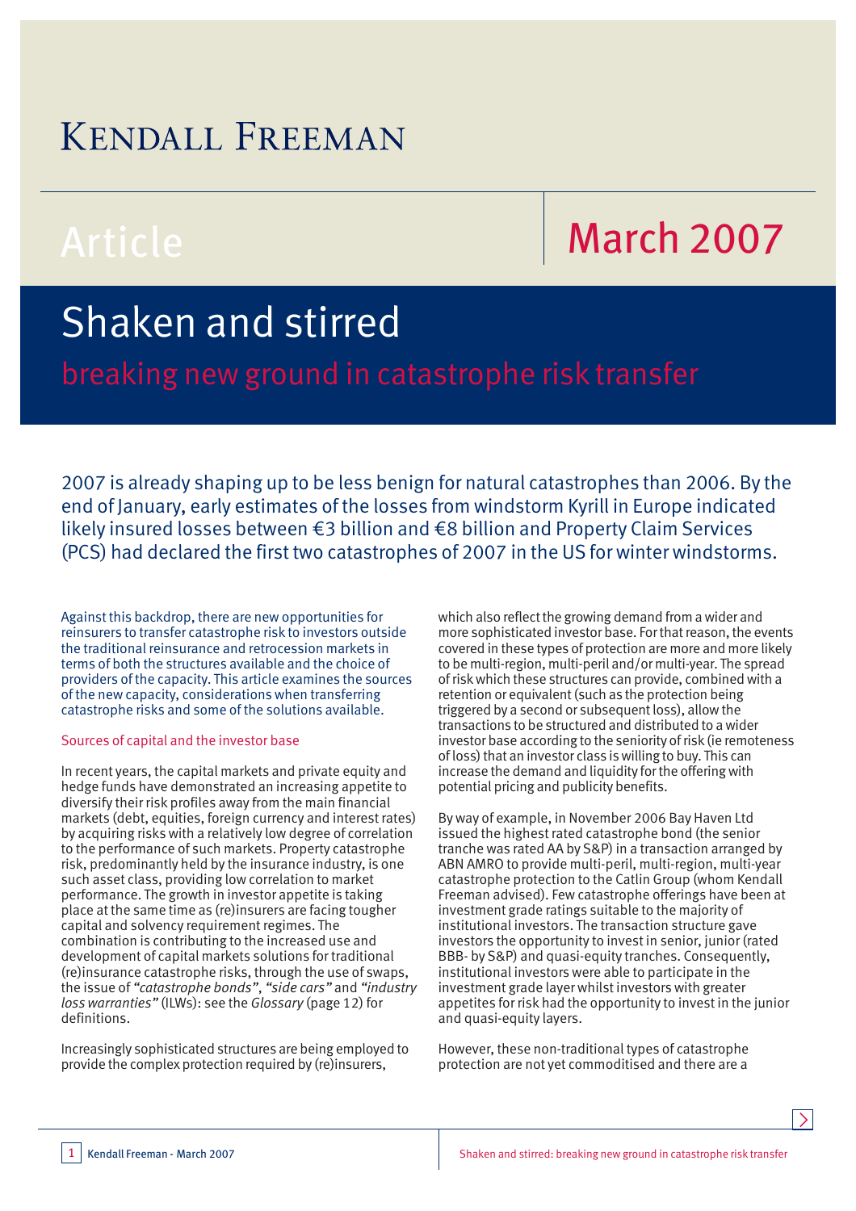# Kendall Freeman

Article

March 2007

# Shaken and stirred

## breaking new ground in catastrophe risk transfer

2007 is already shaping up to be less benign for natural catastrophes than 2006. By the end of January, early estimates of the losses from windstorm Kyrill in Europe indicated likely insured losses between €3 billion and €8 billion and Property Claim Services (PCS) had declared the first two catastrophes of 2007 in the US for winter windstorms.

Against this backdrop, there are new opportunities for reinsurers to transfer catastrophe risk to investors outside the traditional reinsurance and retrocession markets in terms of both the structures available and the choice of providers of the capacity. This article examines the sources of the new capacity, considerations when transferring catastrophe risks and some of the solutions available.

### Sources of capital and the investor base

In recent years, the capital markets and private equity and hedge funds have demonstrated an increasing appetite to diversify their risk profiles away from the main financial markets (debt, equities, foreign currency and interest rates) by acquiring risks with a relatively low degree of correlation to the performance of such markets. Property catastrophe risk, predominantly held by the insurance industry, is one such asset class, providing low correlation to market performance. The growth in investor appetite is taking place at the same time as (re)insurers are facing tougher capital and solvency requirement regimes. The combination is contributing to the increased use and development of capital markets solutions for traditional (re)insurance catastrophe risks, through the use of swaps, the issue of *"catastrophe bonds"*, *"side cars"* and *"industry loss warranties"* (ILWs): see the *Glossary* (page 12) for definitions.

Increasingly sophisticated structures are being employed to provide the complex protection required by (re)insurers, which also reflect the growing demand from a wider and more sophisticated investor base. For that reason, the events covered in these types of protection are more and more likely to be multi-region, multi-peril and/or multi-year. The spread of risk which these structures can provide, combined with a retention or equivalent (such as the protection being triggered by a second or subsequent loss), allow the transactions to be structured and distributed to a wider investor base according to the seniority of risk (ie remoteness of loss) that an investor class is willing to buy. This can increase the demand and liquidity for the offering with potential pricing and publicity benefits.

By way of example, in November 2006 Bay Haven Ltd issued the highest rated catastrophe bond (the senior tranche was rated AA by S&P) in a transaction arranged by ABN AMRO to provide multi-peril, multi-region, multi-year catastrophe protection to the Catlin Group (whom Kendall Freeman advised). Few catastrophe offerings have been at investment grade ratings suitable to the majority of institutional investors. The transaction structure gave investors the opportunity to invest in senior, junior (rated BBB- by S&P) and quasi-equity tranches. Consequently, institutional investors were able to participate in the investment grade layer whilst investors with greater appetites for risk had the opportunity to invest in the junior and quasi-equity layers.

However, these non-traditional types of catastrophe protection are not yet commoditised and there are a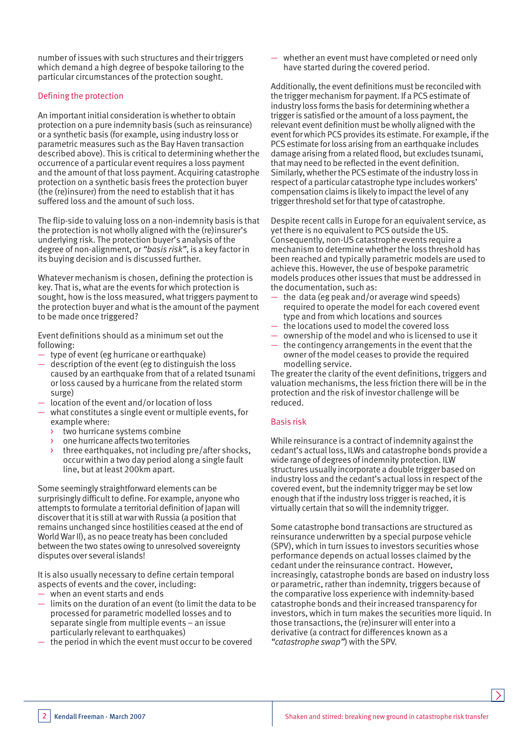number of issues with such structures and their triggers which demand a high degree of bespoke tailoring to the particular circumstances of the protection sought.

## Defining the protection

An important initial consideration is whether to obtain protection on a pure indemnity basis (such as reinsurance) or a synthetic basis (for example, using industry loss or parametric measures such as the Bay Haven transaction described above). This is critical to determining whether the occurrence of a particular event requires a loss payment and the amount of that loss payment. Acquiring catastrophe protection on a synthetic basis frees the protection buyer (the (re)insurer) from the need to establish that it has suffered loss and the amount of such loss.

The flip-side to valuing loss on a non-indemnity basis is that the protection is not wholly aligned with the (re)insurer's underlying risk. The protection buyer's analysis of the degree of non-alignment, or *"basis risk"*, is a key factor in its buying decision and is discussed further.

Whatever mechanism is chosen, defining the protection is key. That is, what are the events for which protection is sought, how is the loss measured, what triggers payment to the protection buyer and what is the amount of the payment to be made once triggered?

Event definitions should as a minimum set out the following:

- type of event (eg hurricane or earthquake)
- description of the event (eg to distinguish the loss caused by an earthquake from that of a related tsunami or loss caused by a hurricane from the related storm surge)
- location of the event and/or location of loss
- what constitutes a single event or multiple events, for example where:
  - two hurricane systems combine
  - one hurricane affects two territories
  - three earthquakes, not including pre/after shocks, occur within a two day period along a single fault line, but at least 200km apart.

Some seemingly straightforward elements can be surprisingly difficult to define. For example, anyone who attempts to formulate a territorial definition of Japan will discover that it is still at war with Russia (a position that remains unchanged since hostilities ceased at the end of World War II), as no peace treaty has been concluded between the two states owing to unresolved sovereignty disputes over several islands!

It is also usually necessary to define certain temporal aspects of events and the cover, including:

- when an event starts and ends
- limits on the duration of an event (to limit the data to be processed for parametric modelled losses and to separate single from multiple events – an issue particularly relevant to earthquakes)
- the period in which the event must occur to be covered
- whether an event must have completed or need only have started during the covered period.

Additionally, the event definitions must be reconciled with the trigger mechanism for payment. If a PCS estimate of industry loss forms the basis for determining whether a trigger is satisfied or the amount of a loss payment, the relevant event definition must be wholly aligned with the event for which PCS provides its estimate. For example, if the PCS estimate for loss arising from an earthquake includes damage arising from a related flood, but excludes tsunami, that may need to be reflected in the event definition. Similarly, whether the PCS estimate of the industry loss in respect of a particular catastrophe type includes workers' compensation claims is likely to impact the level of any trigger threshold set for that type of catastrophe.

Despite recent calls in Europe for an equivalent service, as yet there is no equivalent to PCS outside the US. Consequently, non-US catastrophe events require a mechanism to determine whether the loss threshold has been reached and typically parametric models are used to achieve this. However, the use of bespoke parametric models produces other issues that must be addressed in the documentation, such as:

- the data (eg peak and/or average wind speeds) required to operate the model for each covered event type and from which locations and sources
- the locations used to model the covered loss
- ownership of the model and who is licensed to use it
- the contingency arrangements in the event that the owner of the model ceases to provide the required modelling service.

The greater the clarity of the event definitions, triggers and valuation mechanisms, the less friction there will be in the protection and the risk of investor challenge will be reduced.

## Basis risk

While reinsurance is a contract of indemnity against the cedant's actual loss, ILWs and catastrophe bonds provide a wide range of degrees of indemnity protection. ILW structures usually incorporate a double trigger based on industry loss and the cedant's actual loss in respect of the covered event, but the indemnity trigger may be set low enough that if the industry loss trigger is reached, it is virtually certain that so will the indemnity trigger.

Some catastrophe bond transactions are structured as reinsurance underwritten by a special purpose vehicle (SPV), which in turn issues to investors securities whose performance depends on actual losses claimed by the cedant under the reinsurance contract. However, increasingly, catastrophe bonds are based on industry loss or parametric, rather than indemnity, triggers because of the comparative loss experience with indemnity-based catastrophe bonds and their increased transparency for investors, which in turn makes the securities more liquid. In those transactions, the (re)insurer will enter into a derivative (a contract for differences known as a *"catastrophe swap"*) with the SPV.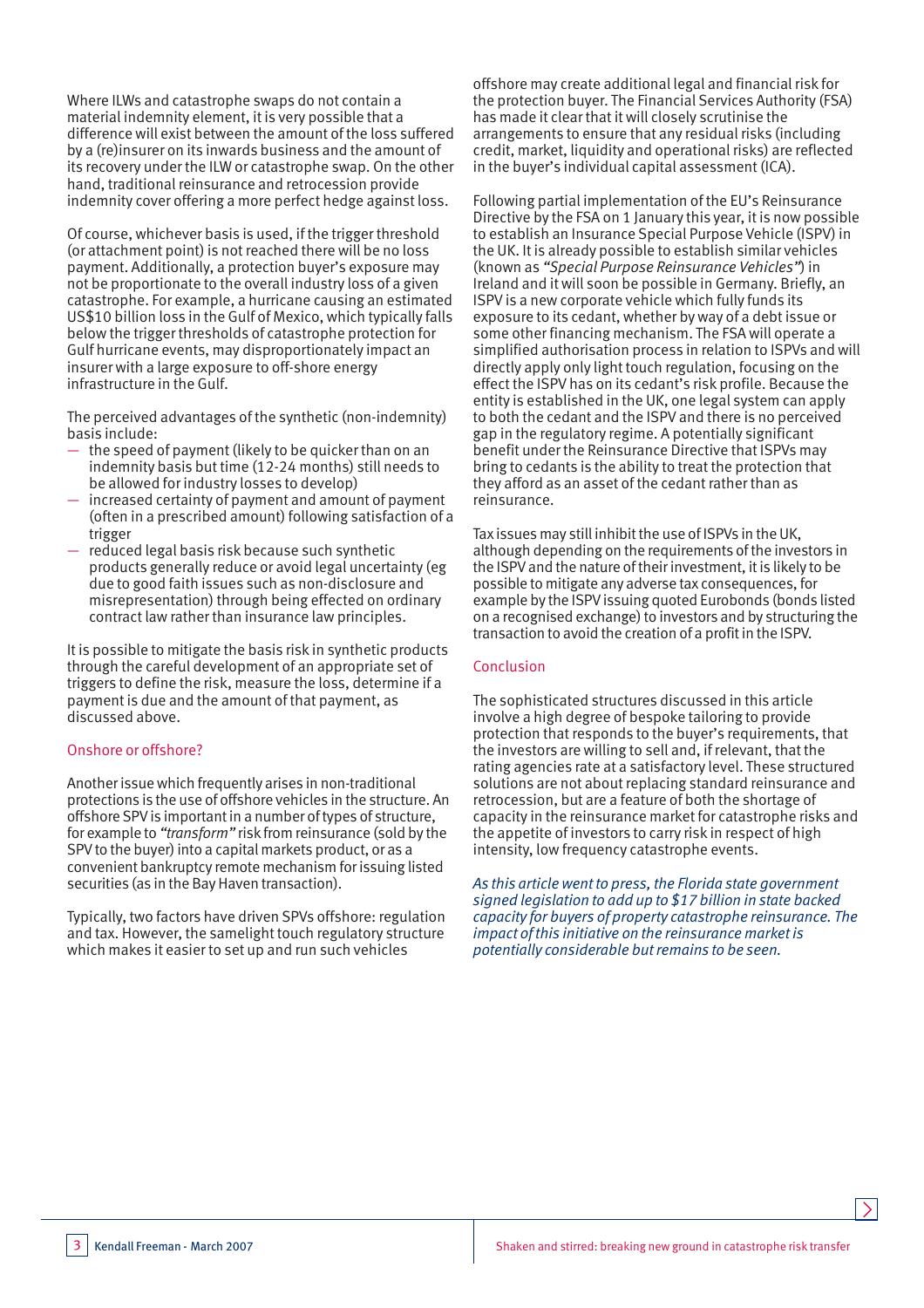Where ILWs and catastrophe swaps do not contain a material indemnity element, it is very possible that a difference will exist between the amount of the loss suffered by a (re)insurer on its inwards business and the amount of its recovery under the ILW or catastrophe swap. On the other hand, traditional reinsurance and retrocession provide indemnity cover offering a more perfect hedge against loss.

Of course, whichever basis is used, if the trigger threshold (or attachment point) is not reached there will be no loss payment. Additionally, a protection buyer's exposure may not be proportionate to the overall industry loss of a given catastrophe. For example, a hurricane causing an estimated US$10 billion loss in the Gulf of Mexico, which typically falls below the trigger thresholds of catastrophe protection for Gulf hurricane events, may disproportionately impact an insurer with a large exposure to off-shore energy infrastructure in the Gulf.

The perceived advantages of the synthetic (non-indemnity) basis include:

- the speed of payment (likely to be quicker than on an indemnity basis but time (12-24 months) still needs to be allowed for industry losses to develop)
- increased certainty of payment and amount of payment (often in a prescribed amount) following satisfaction of a trigger
- reduced legal basis risk because such synthetic products generally reduce or avoid legal uncertainty (eg due to good faith issues such as non-disclosure and misrepresentation) through being effected on ordinary contract law rather than insurance law principles.

It is possible to mitigate the basis risk in synthetic products through the careful development of an appropriate set of triggers to define the risk, measure the loss, determine if a payment is due and the amount of that payment, as discussed above.

## Onshore or offshore?

Another issue which frequently arises in non-traditional protections is the use of offshore vehicles in the structure. An offshore SPV is important in a number of types of structure, for example to *"transform"* risk from reinsurance (sold by the SPV to the buyer) into a capital markets product, or as a convenient bankruptcy remote mechanism for issuing listed securities (as in the Bay Haven transaction).

Typically, two factors have driven SPVs offshore: regulation and tax. However, the same light touch regulatory structure which makes it easier to set up and run such vehicles offshore may create additional legal and financial risk for the protection buyer. The Financial Services Authority (FSA) has made it clear that it will closely scrutinise the arrangements to ensure that any residual risks (including credit, market, liquidity and operational risks) are reflected in the buyer's individual capital assessment (ICA).

Following partial implementation of the EU's Reinsurance Directive by the FSA on 1 January this year, it is now possible to establish an Insurance Special Purpose Vehicle (ISPV) in the UK. It is already possible to establish similar vehicles (known as *"Special Purpose Reinsurance Vehicles"*) in Ireland and it will soon be possible in Germany. Briefly, an ISPV is a new corporate vehicle which fully funds its exposure to its cedant, whether by way of a debt issue or some other financing mechanism. The FSA will operate a simplified authorisation process in relation to ISPVs and will directly apply only light touch regulation, focusing on the effect the ISPV has on its cedant's risk profile. Because the entity is established in the UK, one legal system can apply to both the cedant and the ISPV and there is no perceived gap in the regulatory regime. A potentially significant benefit under the Reinsurance Directive that ISPVs may bring to cedants is the ability to treat the protection that they afford as an asset of the cedant rather than as reinsurance.

Tax issues may still inhibit the use of ISPVs in the UK, although depending on the requirements of the investors in the ISPV and the nature of their investment, it is likely to be possible to mitigate any adverse tax consequences, for example by the ISPV issuing quoted Eurobonds (bonds listed on a recognised exchange) to investors and by structuring the transaction to avoid the creation of a profit in the ISPV.

## Conclusion

The sophisticated structures discussed in this article involve a high degree of bespoke tailoring to provide protection that responds to the buyer's requirements, that the investors are willing to sell and, if relevant, that the rating agencies rate at a satisfactory level. These structured solutions are not about replacing standard reinsurance and retrocession, but are a feature of both the shortage of capacity in the reinsurance market for catastrophe risks and the appetite of investors to carry risk in respect of high intensity, low frequency catastrophe events.

*As this article went to press, the Florida state government signed legislation to add up to $17 billion in state backed capacity for buyers of property catastrophe reinsurance. The impact of this initiative on the reinsurance market is potentially considerable but remains to be seen.*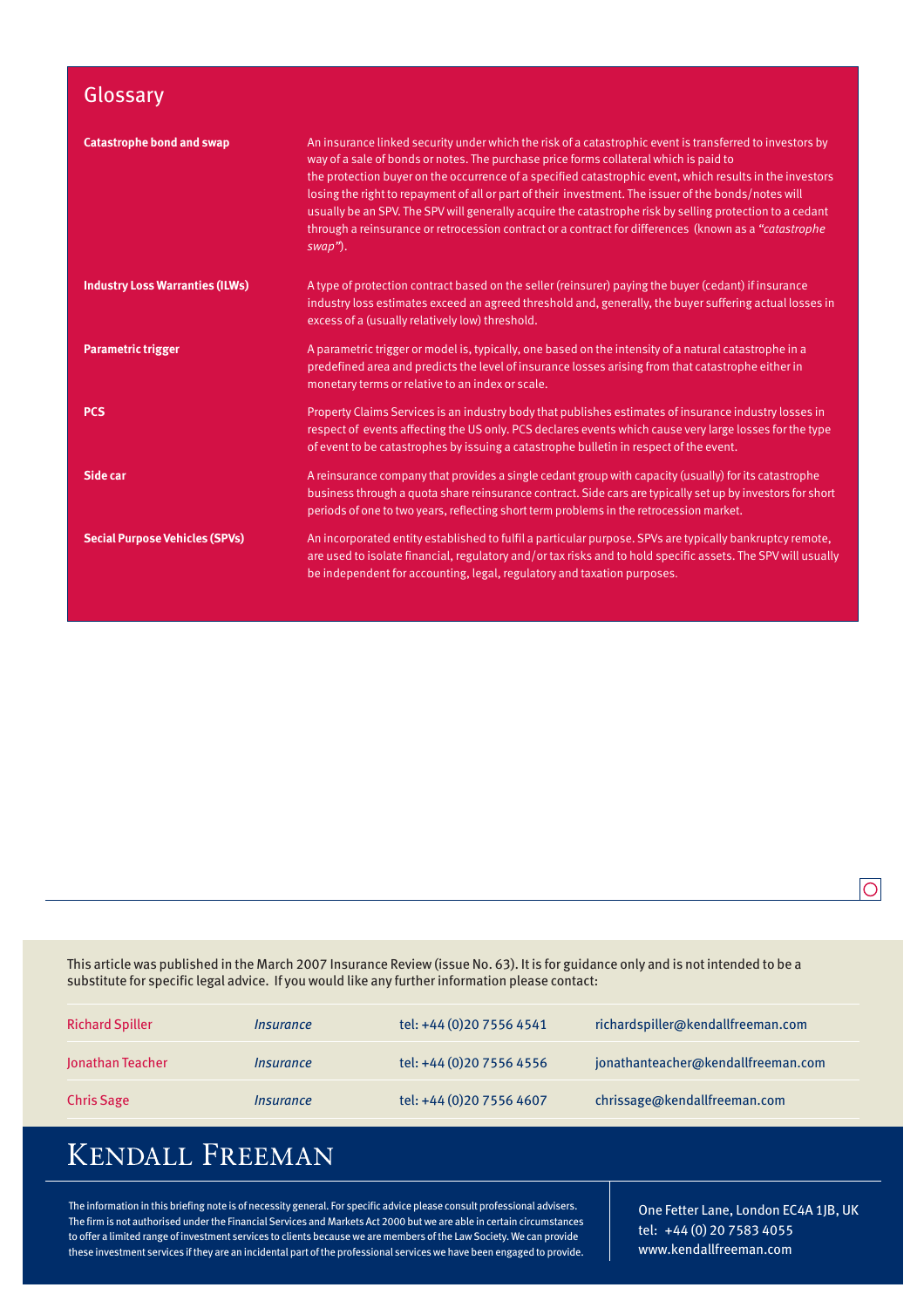## Glossary

| | |
|---|---|
| **Catastrophe bond and swap** | An insurance linked security under which the risk of a catastrophic event is transferred to investors by way of a sale of bonds or notes. The purchase price forms collateral which is paid to the protection buyer on the occurrence of a specified catastrophic event, which results in the investors losing the right to repayment of all or part of their investment. The issuer of the bonds/notes will usually be an SPV. The SPV will generally acquire the catastrophe risk by selling protection to a cedant through a reinsurance or retrocession contract or a contract for differences (known as a *"catastrophe swap"*). |
| **Industry Loss Warranties (ILWs)** | A type of protection contract based on the seller (reinsurer) paying the buyer (cedant) if insurance industry loss estimates exceed an agreed threshold and, generally, the buyer suffering actual losses in excess of a (usually relatively low) threshold. |
| **Parametric trigger** | A parametric trigger or model is, typically, one based on the intensity of a natural catastrophe in a predefined area and predicts the level of insurance losses arising from that catastrophe either in monetary terms or relative to an index or scale. |
| **PCS** | Property Claims Services is an industry body that publishes estimates of insurance industry losses in respect of events affecting the US only. PCS declares events which cause very large losses for the type of event to be catastrophes by issuing a catastrophe bulletin in respect of the event. |
| **Side car** | A reinsurance company that provides a single cedant group with capacity (usually) for its catastrophe business through a quota share reinsurance contract. Side cars are typically set up by investors for short periods of one to two years, reflecting short term problems in the retrocession market. |
| **Secial Purpose Vehicles (SPVs)** | An incorporated entity established to fulfil a particular purpose. SPVs are typically bankruptcy remote, are used to isolate financial, regulatory and/or tax risks and to hold specific assets. The SPV will usually be independent for accounting, legal, regulatory and taxation purposes. |

This article was published in the March 2007 Insurance Review (issue No. 63). It is for guidance only and is not intended to be a substitute for specific legal advice. If you would like any further information please contact:

| | | | |
|---|---|---|---|
| Richard Spiller | *Insurance* | tel: +44 (0)20 7556 4541 | richardspiller@kendallfreeman.com |
| Jonathan Teacher | *Insurance* | tel: +44 (0)20 7556 4556 | jonathanteacher@kendallfreeman.com |
| Chris Sage | *Insurance* | tel: +44 (0)20 7556 4607 | chrissage@kendallfreeman.com |

# Kendall Freeman

The information in this briefing note is of necessity general. For specific advice please consult professional advisers. The firm is not authorised under the Financial Services and Markets Act 2000 but we are able in certain circumstances to offer a limited range of investment services to clients because we are members of the Law Society. We can provide these investment services if they are an incidental part of the professional services we have been engaged to provide.

One Fetter Lane, London EC4A 1JB, UK
tel: +44 (0) 20 7583 4055
www.kendallfreeman.com